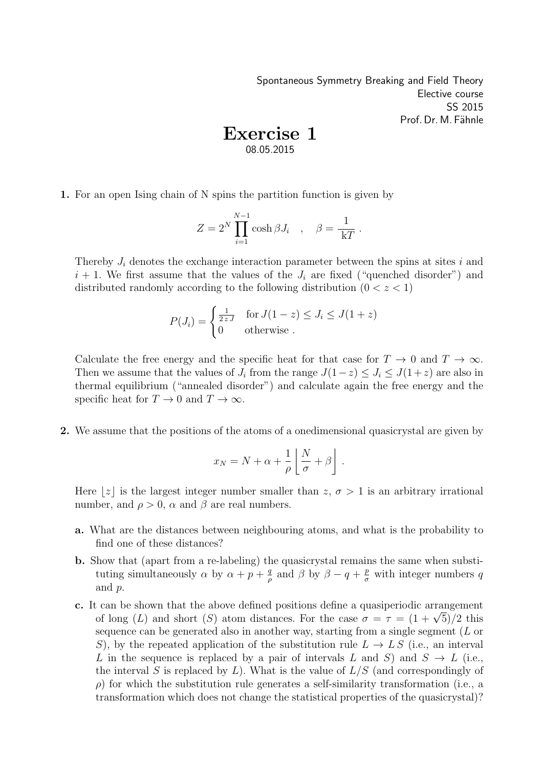Spontaneous Symmetry Breaking and Field Theory
Elective course
SS 2015
Prof. Dr. M. Fähnle

# Exercise 1

08.05.2015

**1.** For an open Ising chain of N spins the partition function is given by

$$Z = 2^N \prod_{i=1}^{N-1} \cosh \beta J_i \quad , \quad \beta = \frac{1}{\mathrm{k}T} \, .$$

Thereby $J_i$ denotes the exchange interaction parameter between the spins at sites $i$ and $i+1$. We first assume that the values of the $J_i$ are fixed ("quenched disorder") and distributed randomly according to the following distribution ($0 < z < 1$)

$$P(J_i) = \begin{cases} \frac{1}{2\,z\,J} & \text{for } J(1-z) \leq J_i \leq J(1+z) \\ 0 & \text{otherwise} \, . \end{cases}$$

Calculate the free energy and the specific heat for that case for $T \to 0$ and $T \to \infty$. Then we assume that the values of $J_i$ from the range $J(1-z) \leq J_i \leq J(1+z)$ are also in thermal equilibrium ("annealed disorder") and calculate again the free energy and the specific heat for $T \to 0$ and $T \to \infty$.

**2.** We assume that the positions of the atoms of a onedimensional quasicrystal are given by

$$x_N = N + \alpha + \frac{1}{\rho} \left\lfloor \frac{N}{\sigma} + \beta \right\rfloor \, .$$

Here $\lfloor z \rfloor$ is the largest integer number smaller than $z$, $\sigma > 1$ is an arbitrary irrational number, and $\rho > 0$, $\alpha$ and $\beta$ are real numbers.

**a.** What are the distances between neighbouring atoms, and what is the probability to find one of these distances?

**b.** Show that (apart from a re-labeling) the quasicrystal remains the same when substituting simultaneously $\alpha$ by $\alpha + p + \frac{q}{\rho}$ and $\beta$ by $\beta - q + \frac{p}{\sigma}$ with integer numbers $q$ and $p$.

**c.** It can be shown that the above defined positions define a quasiperiodic arrangement of long ($L$) and short ($S$) atom distances. For the case $\sigma = \tau = (1 + \sqrt{5})/2$ this sequence can be generated also in another way, starting from a single segment ($L$ or $S$), by the repeated application of the substitution rule $L \to L\,S$ (i.e., an interval $L$ in the sequence is replaced by a pair of intervals $L$ and $S$) and $S \to L$ (i.e., the interval $S$ is replaced by $L$). What is the value of $L/S$ (and correspondingly of $\rho$) for which the substitution rule generates a self-similarity transformation (i.e., a transformation which does not change the statistical properties of the quasicrystal)?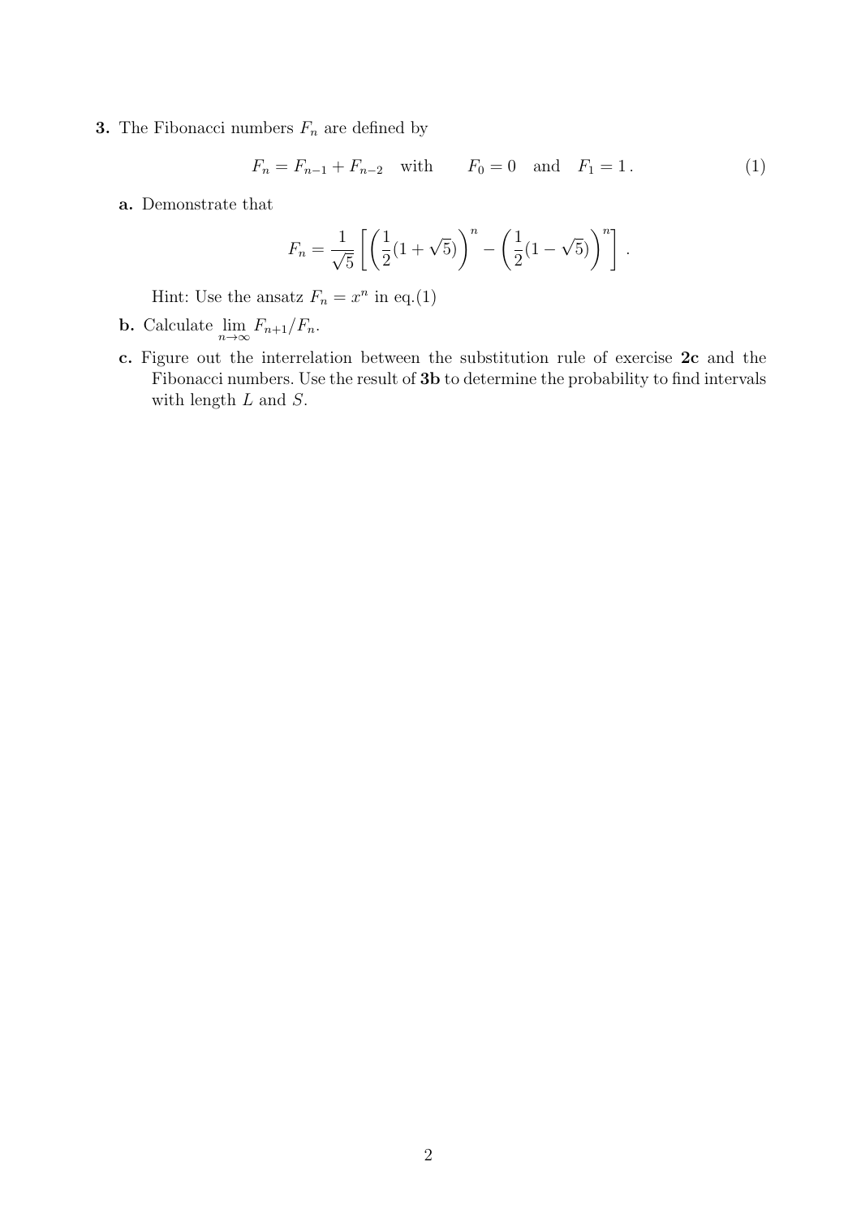**3.** The Fibonacci numbers $F_n$ are defined by

$$F_n = F_{n-1} + F_{n-2} \quad \text{with} \qquad F_0 = 0 \quad \text{and} \quad F_1 = 1 \,. \tag{1}$$

**a.** Demonstrate that

$$F_n = \frac{1}{\sqrt{5}} \left[ \left( \frac{1}{2}(1+\sqrt{5}) \right)^n - \left( \frac{1}{2}(1-\sqrt{5}) \right)^n \right] .$$

Hint: Use the ansatz $F_n = x^n$ in eq.(1)

**b.** Calculate $\lim_{n\to\infty} F_{n+1}/F_n$.

**c.** Figure out the interrelation between the substitution rule of exercise **2c** and the Fibonacci numbers. Use the result of **3b** to determine the probability to find intervals with length $L$ and $S$.